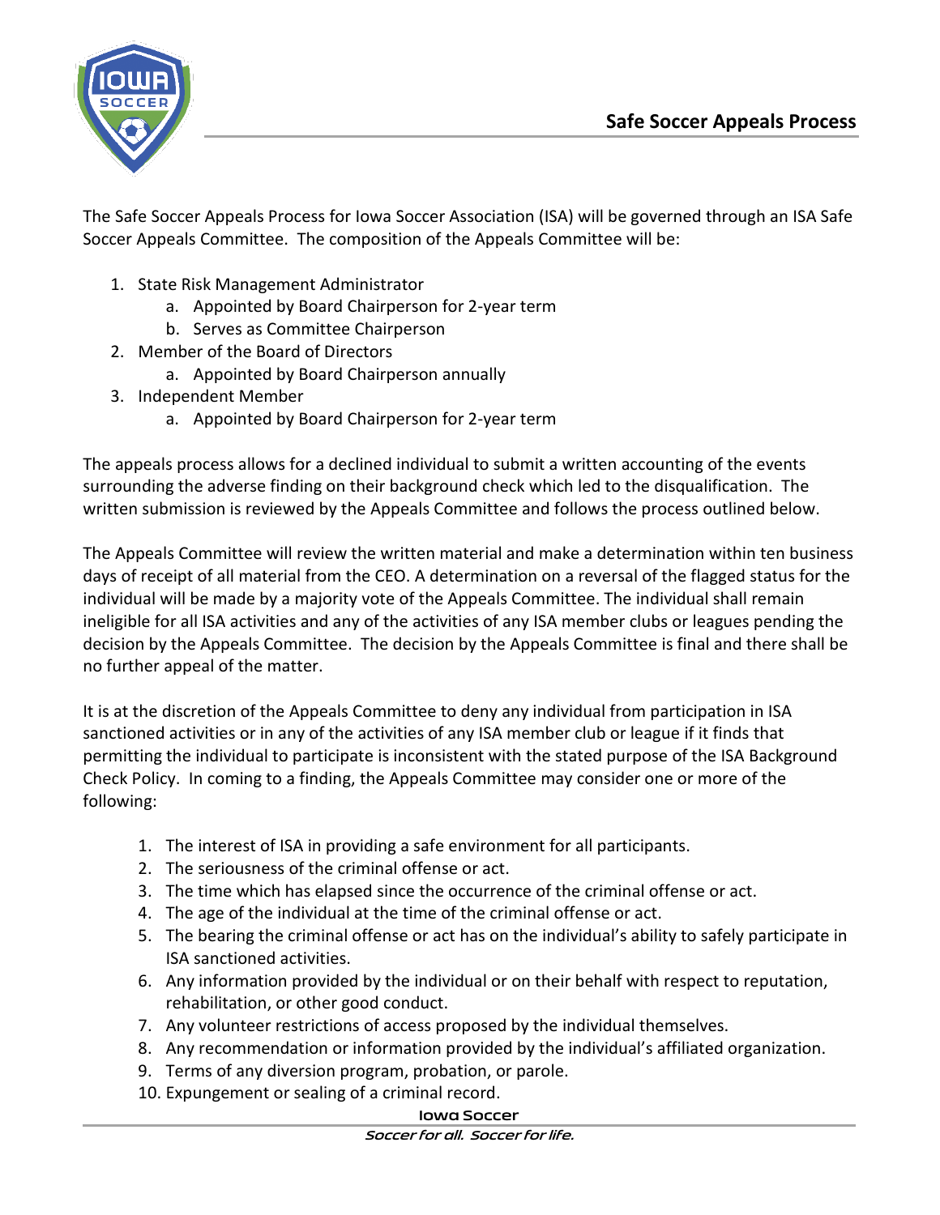# Safe Soccer Appeals Process

The Safe Soccer Appeals Process for Iowa Soccer Association (ISA) will be governed through an ISA Safe Soccer Appeals Committee. The composition of the Appeals Committee will be:

1. State Risk Management Administrator
    a. Appointed by Board Chairperson for 2-year term
    b. Serves as Committee Chairperson
2. Member of the Board of Directors
    a. Appointed by Board Chairperson annually
3. Independent Member
    a. Appointed by Board Chairperson for 2-year term

The appeals process allows for a declined individual to submit a written accounting of the events surrounding the adverse finding on their background check which led to the disqualification. The written submission is reviewed by the Appeals Committee and follows the process outlined below.

The Appeals Committee will review the written material and make a determination within ten business days of receipt of all material from the CEO. A determination on a reversal of the flagged status for the individual will be made by a majority vote of the Appeals Committee. The individual shall remain ineligible for all ISA activities and any of the activities of any ISA member clubs or leagues pending the decision by the Appeals Committee. The decision by the Appeals Committee is final and there shall be no further appeal of the matter.

It is at the discretion of the Appeals Committee to deny any individual from participation in ISA sanctioned activities or in any of the activities of any ISA member club or league if it finds that permitting the individual to participate is inconsistent with the stated purpose of the ISA Background Check Policy. In coming to a finding, the Appeals Committee may consider one or more of the following:

1. The interest of ISA in providing a safe environment for all participants.
2. The seriousness of the criminal offense or act.
3. The time which has elapsed since the occurrence of the criminal offense or act.
4. The age of the individual at the time of the criminal offense or act.
5. The bearing the criminal offense or act has on the individual's ability to safely participate in ISA sanctioned activities.
6. Any information provided by the individual or on their behalf with respect to reputation, rehabilitation, or other good conduct.
7. Any volunteer restrictions of access proposed by the individual themselves.
8. Any recommendation or information provided by the individual's affiliated organization.
9. Terms of any diversion program, probation, or parole.
10. Expungement or sealing of a criminal record.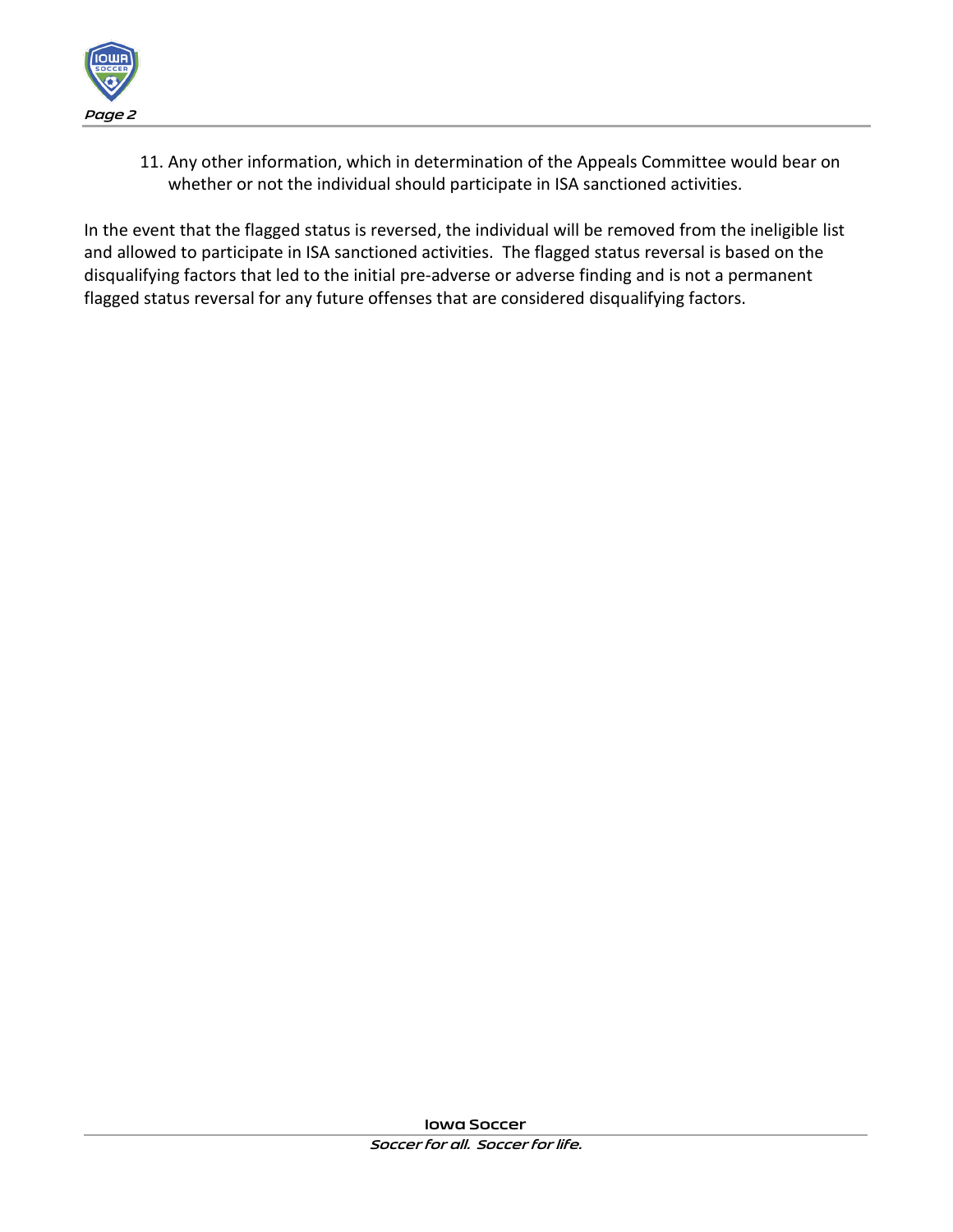11. Any other information, which in determination of the Appeals Committee would bear on whether or not the individual should participate in ISA sanctioned activities.

In the event that the flagged status is reversed, the individual will be removed from the ineligible list and allowed to participate in ISA sanctioned activities. The flagged status reversal is based on the disqualifying factors that led to the initial pre-adverse or adverse finding and is not a permanent flagged status reversal for any future offenses that are considered disqualifying factors.